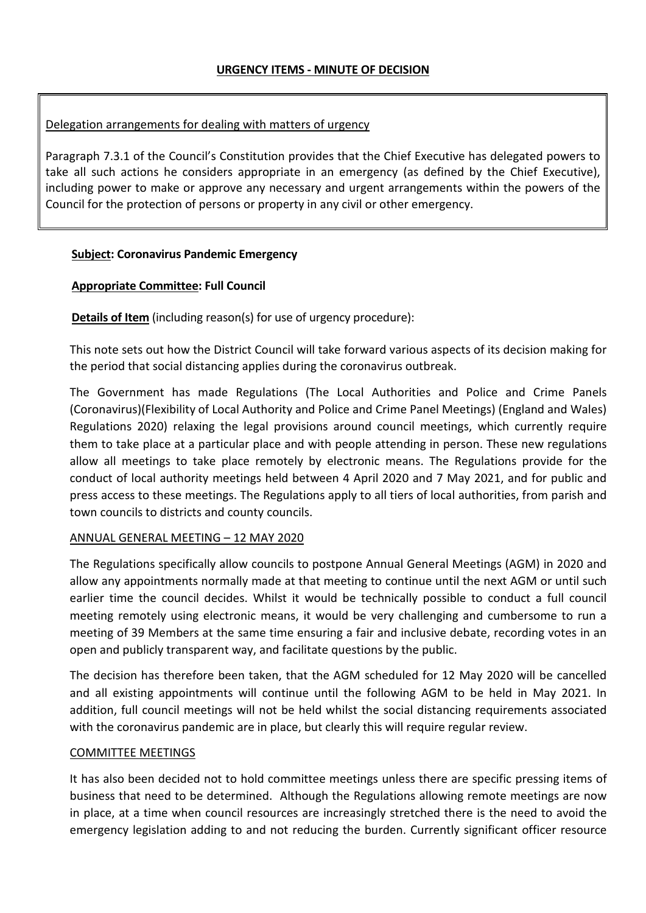## URGENCY ITEMS - MINUTE OF DECISION

Delegation arrangements for dealing with matters of urgency

Paragraph 7.3.1 of the Council's Constitution provides that the Chief Executive has delegated powers to take all such actions he considers appropriate in an emergency (as defined by the Chief Executive), including power to make or approve any necessary and urgent arrangements within the powers of the Council for the protection of persons or property in any civil or other emergency.

**Subject: Coronavirus Pandemic Emergency**

**Appropriate Committee: Full Council**

**Details of Item** (including reason(s) for use of urgency procedure):

This note sets out how the District Council will take forward various aspects of its decision making for the period that social distancing applies during the coronavirus outbreak.

The Government has made Regulations (The Local Authorities and Police and Crime Panels (Coronavirus)(Flexibility of Local Authority and Police and Crime Panel Meetings) (England and Wales) Regulations 2020) relaxing the legal provisions around council meetings, which currently require them to take place at a particular place and with people attending in person. These new regulations allow all meetings to take place remotely by electronic means. The Regulations provide for the conduct of local authority meetings held between 4 April 2020 and 7 May 2021, and for public and press access to these meetings. The Regulations apply to all tiers of local authorities, from parish and town councils to districts and county councils.

ANNUAL GENERAL MEETING – 12 MAY 2020

The Regulations specifically allow councils to postpone Annual General Meetings (AGM) in 2020 and allow any appointments normally made at that meeting to continue until the next AGM or until such earlier time the council decides. Whilst it would be technically possible to conduct a full council meeting remotely using electronic means, it would be very challenging and cumbersome to run a meeting of 39 Members at the same time ensuring a fair and inclusive debate, recording votes in an open and publicly transparent way, and facilitate questions by the public.

The decision has therefore been taken, that the AGM scheduled for 12 May 2020 will be cancelled and all existing appointments will continue until the following AGM to be held in May 2021. In addition, full council meetings will not be held whilst the social distancing requirements associated with the coronavirus pandemic are in place, but clearly this will require regular review.

COMMITTEE MEETINGS

It has also been decided not to hold committee meetings unless there are specific pressing items of business that need to be determined. Although the Regulations allowing remote meetings are now in place, at a time when council resources are increasingly stretched there is the need to avoid the emergency legislation adding to and not reducing the burden. Currently significant officer resource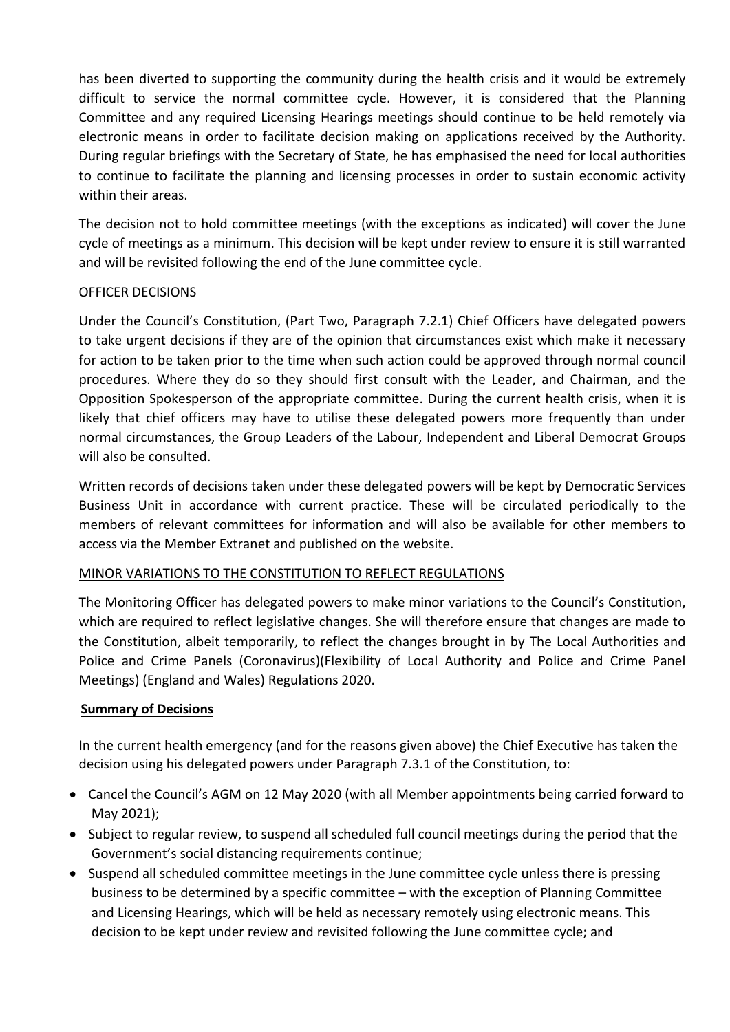has been diverted to supporting the community during the health crisis and it would be extremely difficult to service the normal committee cycle. However, it is considered that the Planning Committee and any required Licensing Hearings meetings should continue to be held remotely via electronic means in order to facilitate decision making on applications received by the Authority. During regular briefings with the Secretary of State, he has emphasised the need for local authorities to continue to facilitate the planning and licensing processes in order to sustain economic activity within their areas.

The decision not to hold committee meetings (with the exceptions as indicated) will cover the June cycle of meetings as a minimum. This decision will be kept under review to ensure it is still warranted and will be revisited following the end of the June committee cycle.

OFFICER DECISIONS

Under the Council's Constitution, (Part Two, Paragraph 7.2.1) Chief Officers have delegated powers to take urgent decisions if they are of the opinion that circumstances exist which make it necessary for action to be taken prior to the time when such action could be approved through normal council procedures. Where they do so they should first consult with the Leader, and Chairman, and the Opposition Spokesperson of the appropriate committee. During the current health crisis, when it is likely that chief officers may have to utilise these delegated powers more frequently than under normal circumstances, the Group Leaders of the Labour, Independent and Liberal Democrat Groups will also be consulted.

Written records of decisions taken under these delegated powers will be kept by Democratic Services Business Unit in accordance with current practice. These will be circulated periodically to the members of relevant committees for information and will also be available for other members to access via the Member Extranet and published on the website.

MINOR VARIATIONS TO THE CONSTITUTION TO REFLECT REGULATIONS

The Monitoring Officer has delegated powers to make minor variations to the Council's Constitution, which are required to reflect legislative changes. She will therefore ensure that changes are made to the Constitution, albeit temporarily, to reflect the changes brought in by The Local Authorities and Police and Crime Panels (Coronavirus)(Flexibility of Local Authority and Police and Crime Panel Meetings) (England and Wales) Regulations 2020.

**Summary of Decisions**

In the current health emergency (and for the reasons given above) the Chief Executive has taken the decision using his delegated powers under Paragraph 7.3.1 of the Constitution, to:

- Cancel the Council's AGM on 12 May 2020 (with all Member appointments being carried forward to May 2021);
- Subject to regular review, to suspend all scheduled full council meetings during the period that the Government's social distancing requirements continue;
- Suspend all scheduled committee meetings in the June committee cycle unless there is pressing business to be determined by a specific committee – with the exception of Planning Committee and Licensing Hearings, which will be held as necessary remotely using electronic means. This decision to be kept under review and revisited following the June committee cycle; and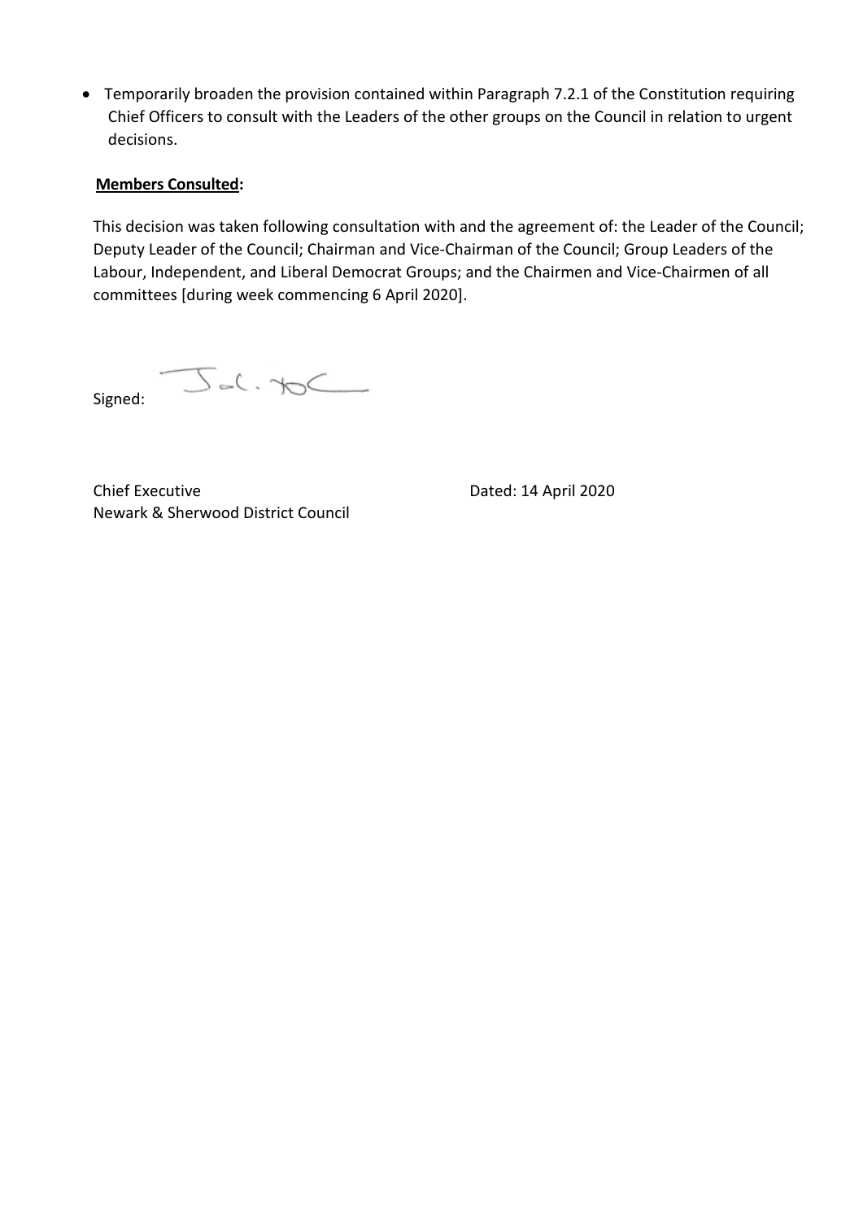- Temporarily broaden the provision contained within Paragraph 7.2.1 of the Constitution requiring Chief Officers to consult with the Leaders of the other groups on the Council in relation to urgent decisions.

**Members Consulted:**

This decision was taken following consultation with and the agreement of: the Leader of the Council; Deputy Leader of the Council; Chairman and Vice-Chairman of the Council; Group Leaders of the Labour, Independent, and Liberal Democrat Groups; and the Chairmen and Vice-Chairmen of all committees [during week commencing 6 April 2020].

Signed:

Chief Executive
Newark & Sherwood District Council

Dated: 14 April 2020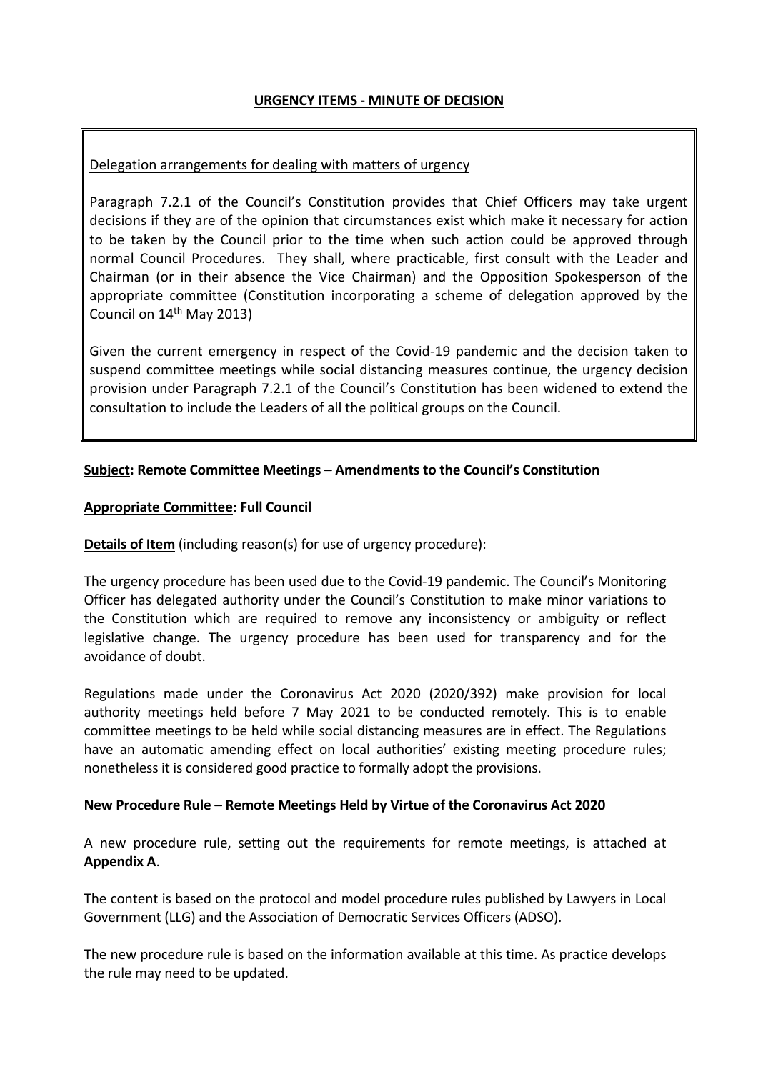**URGENCY ITEMS - MINUTE OF DECISION**

Delegation arrangements for dealing with matters of urgency

Paragraph 7.2.1 of the Council's Constitution provides that Chief Officers may take urgent decisions if they are of the opinion that circumstances exist which make it necessary for action to be taken by the Council prior to the time when such action could be approved through normal Council Procedures. They shall, where practicable, first consult with the Leader and Chairman (or in their absence the Vice Chairman) and the Opposition Spokesperson of the appropriate committee (Constitution incorporating a scheme of delegation approved by the Council on 14th May 2013)

Given the current emergency in respect of the Covid-19 pandemic and the decision taken to suspend committee meetings while social distancing measures continue, the urgency decision provision under Paragraph 7.2.1 of the Council's Constitution has been widened to extend the consultation to include the Leaders of all the political groups on the Council.

**Subject: Remote Committee Meetings – Amendments to the Council's Constitution**

**Appropriate Committee: Full Council**

**Details of Item** (including reason(s) for use of urgency procedure):

The urgency procedure has been used due to the Covid-19 pandemic. The Council's Monitoring Officer has delegated authority under the Council's Constitution to make minor variations to the Constitution which are required to remove any inconsistency or ambiguity or reflect legislative change. The urgency procedure has been used for transparency and for the avoidance of doubt.

Regulations made under the Coronavirus Act 2020 (2020/392) make provision for local authority meetings held before 7 May 2021 to be conducted remotely. This is to enable committee meetings to be held while social distancing measures are in effect. The Regulations have an automatic amending effect on local authorities' existing meeting procedure rules; nonetheless it is considered good practice to formally adopt the provisions.

**New Procedure Rule – Remote Meetings Held by Virtue of the Coronavirus Act 2020**

A new procedure rule, setting out the requirements for remote meetings, is attached at **Appendix A**.

The content is based on the protocol and model procedure rules published by Lawyers in Local Government (LLG) and the Association of Democratic Services Officers (ADSO).

The new procedure rule is based on the information available at this time. As practice develops the rule may need to be updated.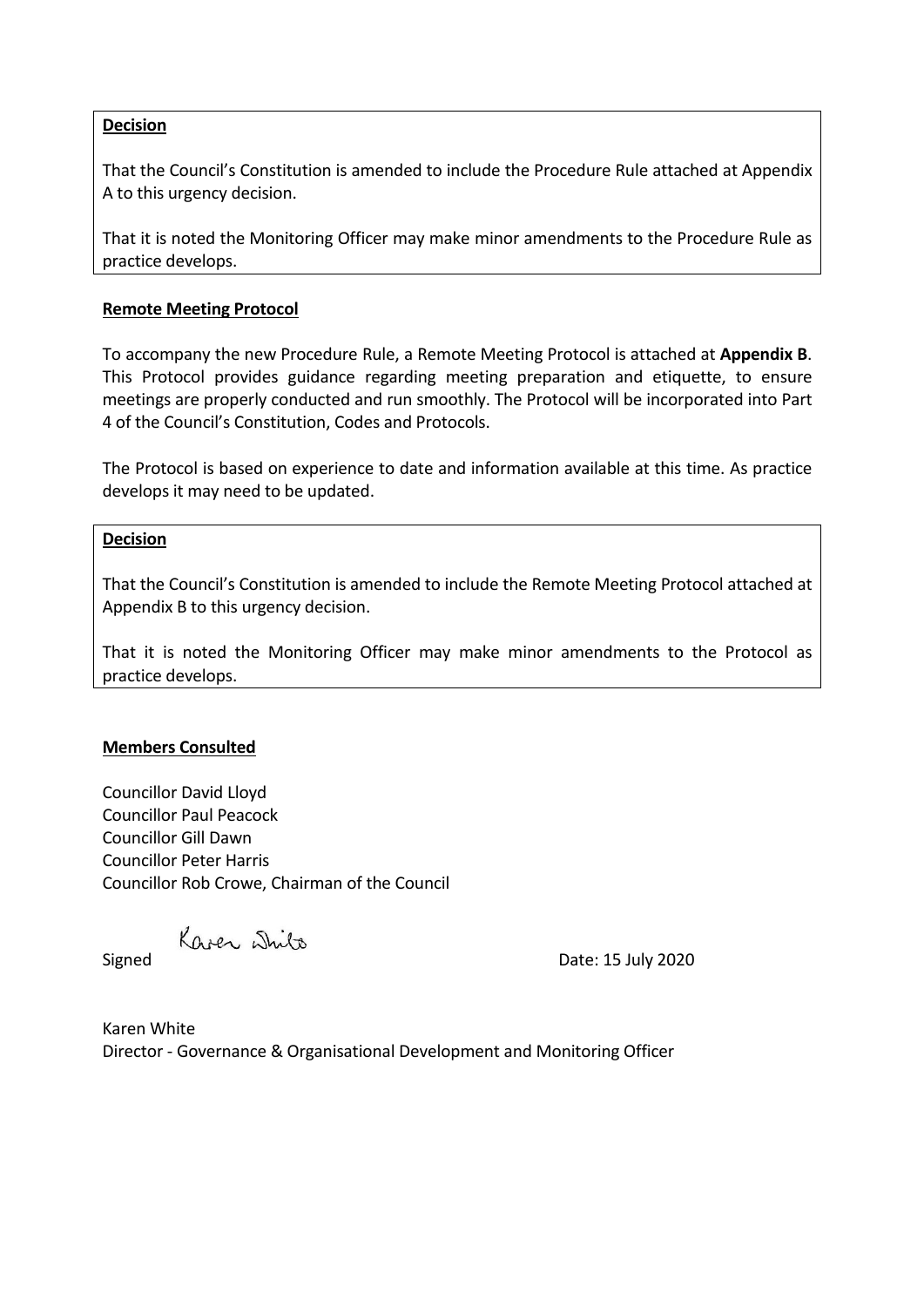**Decision**

That the Council's Constitution is amended to include the Procedure Rule attached at Appendix A to this urgency decision.

That it is noted the Monitoring Officer may make minor amendments to the Procedure Rule as practice develops.

**Remote Meeting Protocol**

To accompany the new Procedure Rule, a Remote Meeting Protocol is attached at **Appendix B**. This Protocol provides guidance regarding meeting preparation and etiquette, to ensure meetings are properly conducted and run smoothly. The Protocol will be incorporated into Part 4 of the Council's Constitution, Codes and Protocols.

The Protocol is based on experience to date and information available at this time. As practice develops it may need to be updated.

**Decision**

That the Council's Constitution is amended to include the Remote Meeting Protocol attached at Appendix B to this urgency decision.

That it is noted the Monitoring Officer may make minor amendments to the Protocol as practice develops.

**Members Consulted**

Councillor David Lloyd
Councillor Paul Peacock
Councillor Gill Dawn
Councillor Peter Harris
Councillor Rob Crowe, Chairman of the Council

Signed Karen White Date: 15 July 2020

Karen White
Director - Governance & Organisational Development and Monitoring Officer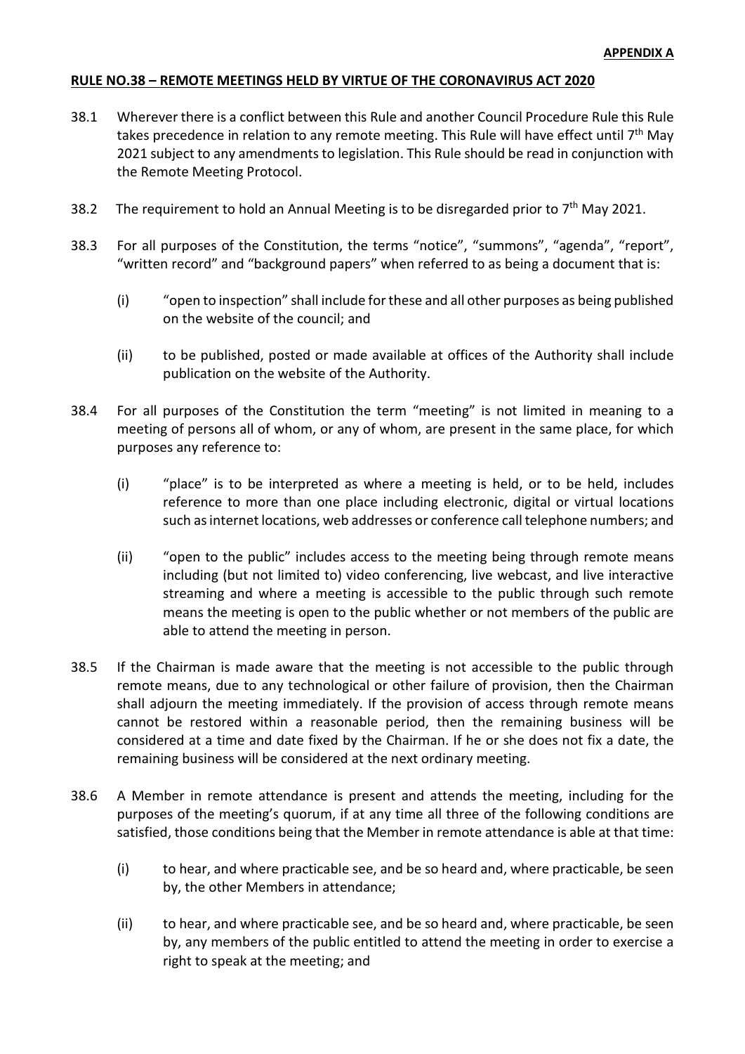**APPENDIX A**

**RULE NO.38 – REMOTE MEETINGS HELD BY VIRTUE OF THE CORONAVIRUS ACT 2020**

38.1 Wherever there is a conflict between this Rule and another Council Procedure Rule this Rule takes precedence in relation to any remote meeting. This Rule will have effect until 7th May 2021 subject to any amendments to legislation. This Rule should be read in conjunction with the Remote Meeting Protocol.

38.2 The requirement to hold an Annual Meeting is to be disregarded prior to 7th May 2021.

38.3 For all purposes of the Constitution, the terms "notice", "summons", "agenda", "report", "written record" and "background papers" when referred to as being a document that is:

(i) "open to inspection" shall include for these and all other purposes as being published on the website of the council; and

(ii) to be published, posted or made available at offices of the Authority shall include publication on the website of the Authority.

38.4 For all purposes of the Constitution the term "meeting" is not limited in meaning to a meeting of persons all of whom, or any of whom, are present in the same place, for which purposes any reference to:

(i) "place" is to be interpreted as where a meeting is held, or to be held, includes reference to more than one place including electronic, digital or virtual locations such as internet locations, web addresses or conference call telephone numbers; and

(ii) "open to the public" includes access to the meeting being through remote means including (but not limited to) video conferencing, live webcast, and live interactive streaming and where a meeting is accessible to the public through such remote means the meeting is open to the public whether or not members of the public are able to attend the meeting in person.

38.5 If the Chairman is made aware that the meeting is not accessible to the public through remote means, due to any technological or other failure of provision, then the Chairman shall adjourn the meeting immediately. If the provision of access through remote means cannot be restored within a reasonable period, then the remaining business will be considered at a time and date fixed by the Chairman. If he or she does not fix a date, the remaining business will be considered at the next ordinary meeting.

38.6 A Member in remote attendance is present and attends the meeting, including for the purposes of the meeting's quorum, if at any time all three of the following conditions are satisfied, those conditions being that the Member in remote attendance is able at that time:

(i) to hear, and where practicable see, and be so heard and, where practicable, be seen by, the other Members in attendance;

(ii) to hear, and where practicable see, and be so heard and, where practicable, be seen by, any members of the public entitled to attend the meeting in order to exercise a right to speak at the meeting; and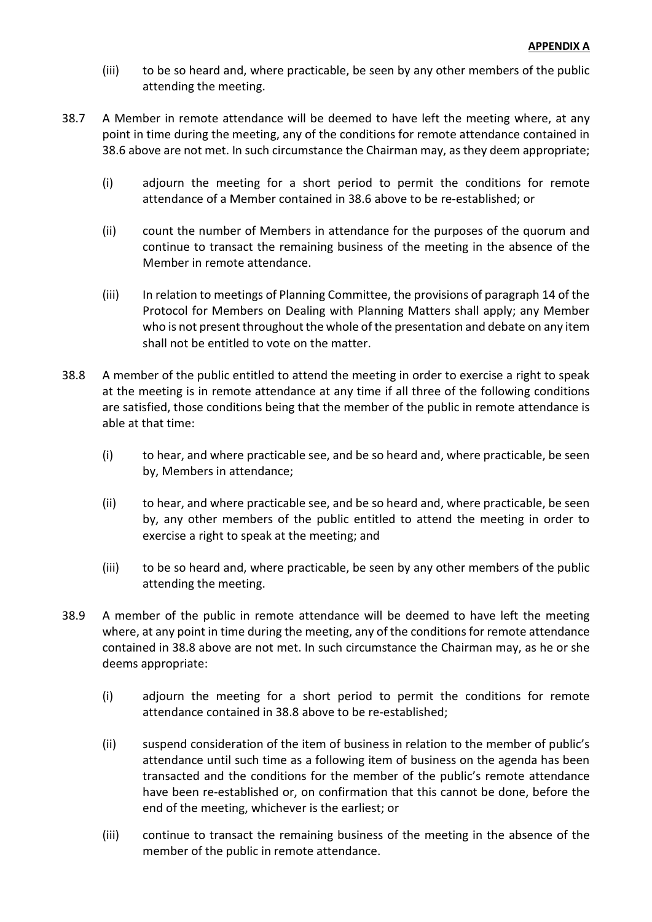(iii) to be so heard and, where practicable, be seen by any other members of the public attending the meeting.

38.7 A Member in remote attendance will be deemed to have left the meeting where, at any point in time during the meeting, any of the conditions for remote attendance contained in 38.6 above are not met. In such circumstance the Chairman may, as they deem appropriate;

(i) adjourn the meeting for a short period to permit the conditions for remote attendance of a Member contained in 38.6 above to be re-established; or

(ii) count the number of Members in attendance for the purposes of the quorum and continue to transact the remaining business of the meeting in the absence of the Member in remote attendance.

(iii) In relation to meetings of Planning Committee, the provisions of paragraph 14 of the Protocol for Members on Dealing with Planning Matters shall apply; any Member who is not present throughout the whole of the presentation and debate on any item shall not be entitled to vote on the matter.

38.8 A member of the public entitled to attend the meeting in order to exercise a right to speak at the meeting is in remote attendance at any time if all three of the following conditions are satisfied, those conditions being that the member of the public in remote attendance is able at that time:

(i) to hear, and where practicable see, and be so heard and, where practicable, be seen by, Members in attendance;

(ii) to hear, and where practicable see, and be so heard and, where practicable, be seen by, any other members of the public entitled to attend the meeting in order to exercise a right to speak at the meeting; and

(iii) to be so heard and, where practicable, be seen by any other members of the public attending the meeting.

38.9 A member of the public in remote attendance will be deemed to have left the meeting where, at any point in time during the meeting, any of the conditions for remote attendance contained in 38.8 above are not met. In such circumstance the Chairman may, as he or she deems appropriate:

(i) adjourn the meeting for a short period to permit the conditions for remote attendance contained in 38.8 above to be re-established;

(ii) suspend consideration of the item of business in relation to the member of public's attendance until such time as a following item of business on the agenda has been transacted and the conditions for the member of the public's remote attendance have been re-established or, on confirmation that this cannot be done, before the end of the meeting, whichever is the earliest; or

(iii) continue to transact the remaining business of the meeting in the absence of the member of the public in remote attendance.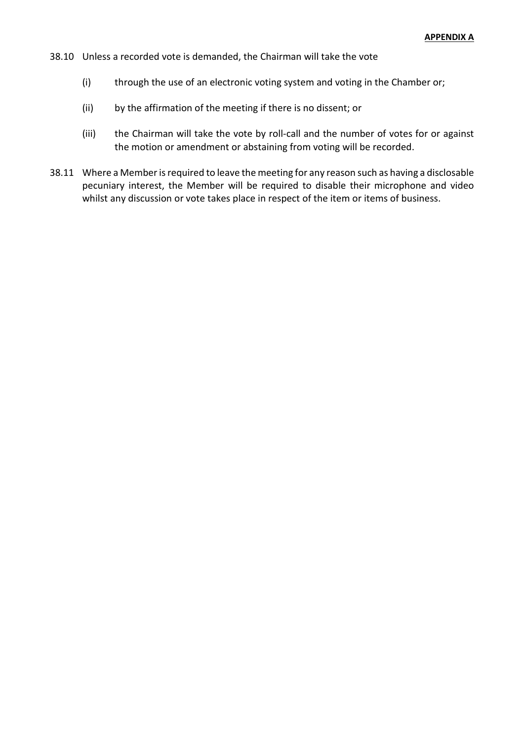**APPENDIX A**

38.10 Unless a recorded vote is demanded, the Chairman will take the vote

(i) through the use of an electronic voting system and voting in the Chamber or;

(ii) by the affirmation of the meeting if there is no dissent; or

(iii) the Chairman will take the vote by roll-call and the number of votes for or against the motion or amendment or abstaining from voting will be recorded.

38.11 Where a Member is required to leave the meeting for any reason such as having a disclosable pecuniary interest, the Member will be required to disable their microphone and video whilst any discussion or vote takes place in respect of the item or items of business.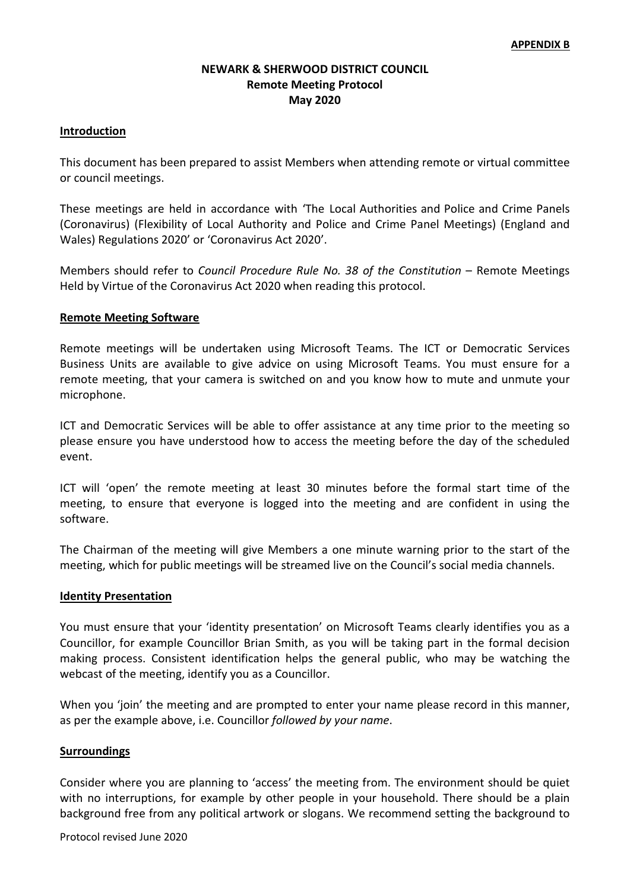**APPENDIX B**

**NEWARK & SHERWOOD DISTRICT COUNCIL**
**Remote Meeting Protocol**
**May 2020**

## Introduction

This document has been prepared to assist Members when attending remote or virtual committee or council meetings.

These meetings are held in accordance with 'The Local Authorities and Police and Crime Panels (Coronavirus) (Flexibility of Local Authority and Police and Crime Panel Meetings) (England and Wales) Regulations 2020' or 'Coronavirus Act 2020'.

Members should refer to *Council Procedure Rule No. 38 of the Constitution* – Remote Meetings Held by Virtue of the Coronavirus Act 2020 when reading this protocol.

## Remote Meeting Software

Remote meetings will be undertaken using Microsoft Teams. The ICT or Democratic Services Business Units are available to give advice on using Microsoft Teams. You must ensure for a remote meeting, that your camera is switched on and you know how to mute and unmute your microphone.

ICT and Democratic Services will be able to offer assistance at any time prior to the meeting so please ensure you have understood how to access the meeting before the day of the scheduled event.

ICT will 'open' the remote meeting at least 30 minutes before the formal start time of the meeting, to ensure that everyone is logged into the meeting and are confident in using the software.

The Chairman of the meeting will give Members a one minute warning prior to the start of the meeting, which for public meetings will be streamed live on the Council's social media channels.

## Identity Presentation

You must ensure that your 'identity presentation' on Microsoft Teams clearly identifies you as a Councillor, for example Councillor Brian Smith, as you will be taking part in the formal decision making process. Consistent identification helps the general public, who may be watching the webcast of the meeting, identify you as a Councillor.

When you 'join' the meeting and are prompted to enter your name please record in this manner, as per the example above, i.e. Councillor *followed by your name*.

## Surroundings

Consider where you are planning to 'access' the meeting from. The environment should be quiet with no interruptions, for example by other people in your household. There should be a plain background free from any political artwork or slogans. We recommend setting the background to

Protocol revised June 2020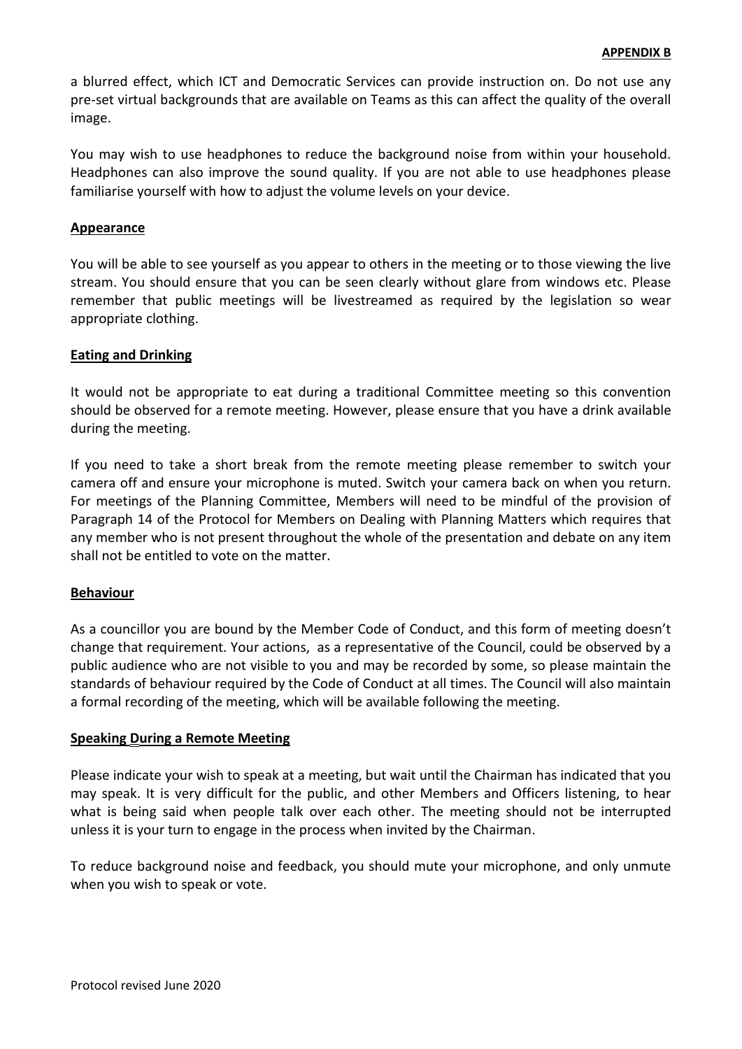a blurred effect, which ICT and Democratic Services can provide instruction on. Do not use any pre-set virtual backgrounds that are available on Teams as this can affect the quality of the overall image.

You may wish to use headphones to reduce the background noise from within your household. Headphones can also improve the sound quality. If you are not able to use headphones please familiarise yourself with how to adjust the volume levels on your device.

**Appearance**

You will be able to see yourself as you appear to others in the meeting or to those viewing the live stream. You should ensure that you can be seen clearly without glare from windows etc. Please remember that public meetings will be livestreamed as required by the legislation so wear appropriate clothing.

**Eating and Drinking**

It would not be appropriate to eat during a traditional Committee meeting so this convention should be observed for a remote meeting. However, please ensure that you have a drink available during the meeting.

If you need to take a short break from the remote meeting please remember to switch your camera off and ensure your microphone is muted. Switch your camera back on when you return. For meetings of the Planning Committee, Members will need to be mindful of the provision of Paragraph 14 of the Protocol for Members on Dealing with Planning Matters which requires that any member who is not present throughout the whole of the presentation and debate on any item shall not be entitled to vote on the matter.

**Behaviour**

As a councillor you are bound by the Member Code of Conduct, and this form of meeting doesn't change that requirement. Your actions, as a representative of the Council, could be observed by a public audience who are not visible to you and may be recorded by some, so please maintain the standards of behaviour required by the Code of Conduct at all times. The Council will also maintain a formal recording of the meeting, which will be available following the meeting.

**Speaking During a Remote Meeting**

Please indicate your wish to speak at a meeting, but wait until the Chairman has indicated that you may speak. It is very difficult for the public, and other Members and Officers listening, to hear what is being said when people talk over each other. The meeting should not be interrupted unless it is your turn to engage in the process when invited by the Chairman.

To reduce background noise and feedback, you should mute your microphone, and only unmute when you wish to speak or vote.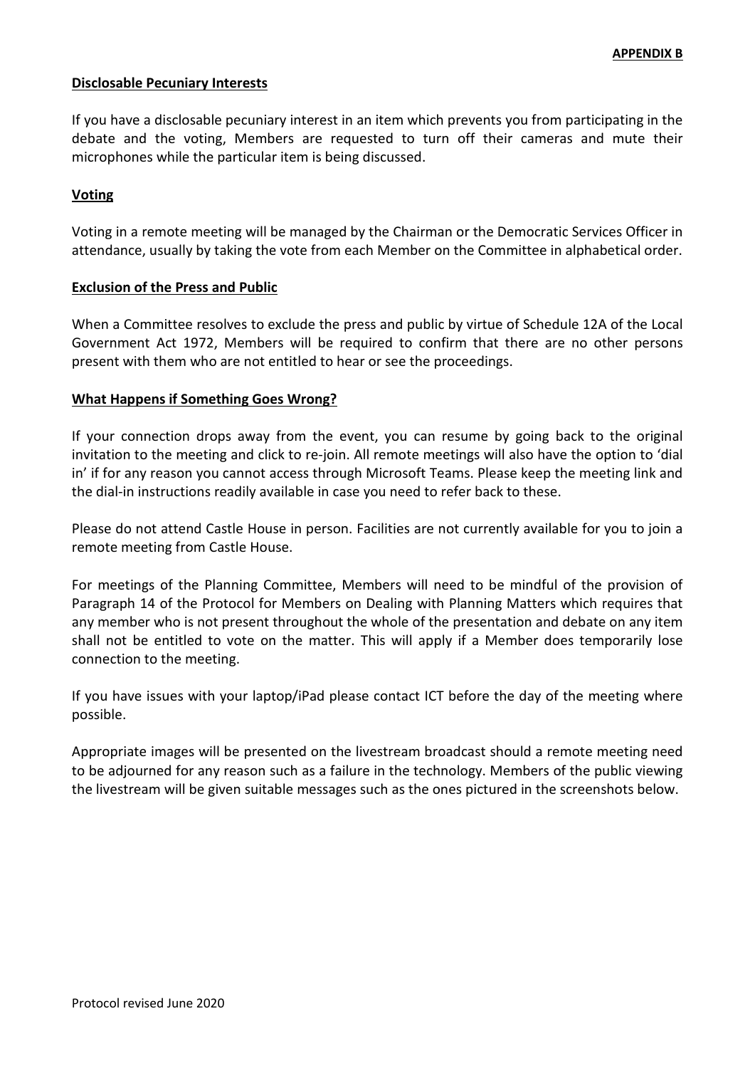**APPENDIX B**

**Disclosable Pecuniary Interests**

If you have a disclosable pecuniary interest in an item which prevents you from participating in the debate and the voting, Members are requested to turn off their cameras and mute their microphones while the particular item is being discussed.

**Voting**

Voting in a remote meeting will be managed by the Chairman or the Democratic Services Officer in attendance, usually by taking the vote from each Member on the Committee in alphabetical order.

**Exclusion of the Press and Public**

When a Committee resolves to exclude the press and public by virtue of Schedule 12A of the Local Government Act 1972, Members will be required to confirm that there are no other persons present with them who are not entitled to hear or see the proceedings.

**What Happens if Something Goes Wrong?**

If your connection drops away from the event, you can resume by going back to the original invitation to the meeting and click to re-join. All remote meetings will also have the option to 'dial in' if for any reason you cannot access through Microsoft Teams. Please keep the meeting link and the dial-in instructions readily available in case you need to refer back to these.

Please do not attend Castle House in person. Facilities are not currently available for you to join a remote meeting from Castle House.

For meetings of the Planning Committee, Members will need to be mindful of the provision of Paragraph 14 of the Protocol for Members on Dealing with Planning Matters which requires that any member who is not present throughout the whole of the presentation and debate on any item shall not be entitled to vote on the matter. This will apply if a Member does temporarily lose connection to the meeting.

If you have issues with your laptop/iPad please contact ICT before the day of the meeting where possible.

Appropriate images will be presented on the livestream broadcast should a remote meeting need to be adjourned for any reason such as a failure in the technology. Members of the public viewing the livestream will be given suitable messages such as the ones pictured in the screenshots below.

Protocol revised June 2020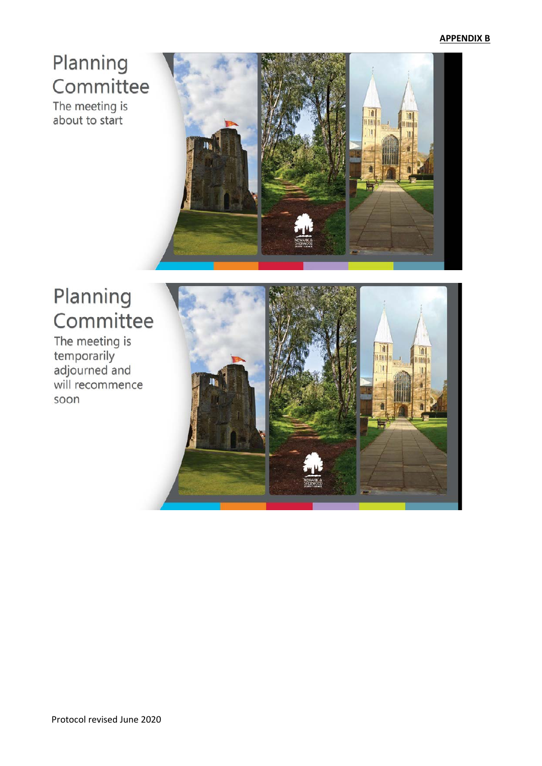**APPENDIX B**

Planning Committee

The meeting is about to start

Planning Committee

The meeting is temporarily adjourned and will recommence soon

Protocol revised June 2020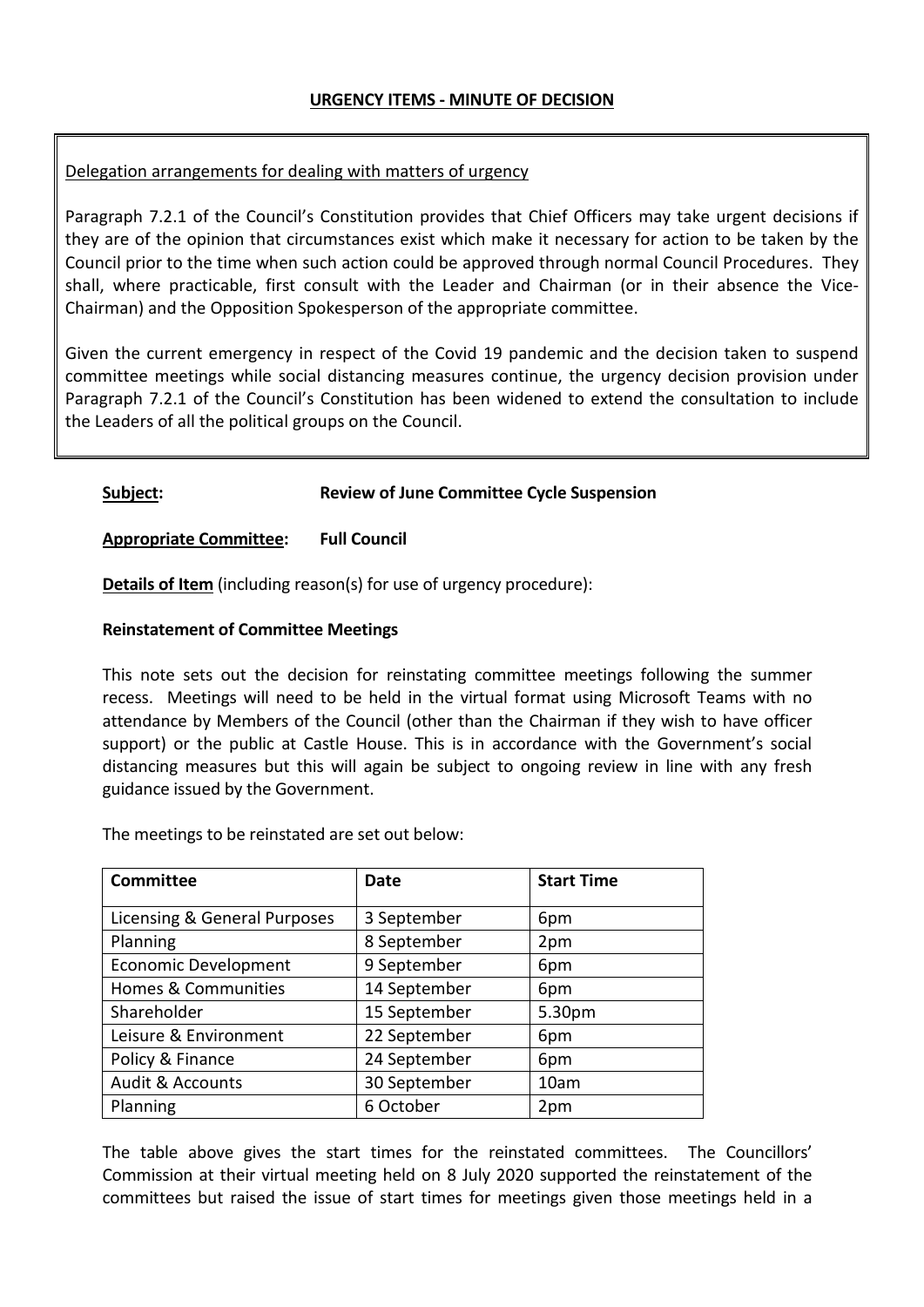## URGENCY ITEMS - MINUTE OF DECISION

Delegation arrangements for dealing with matters of urgency

Paragraph 7.2.1 of the Council's Constitution provides that Chief Officers may take urgent decisions if they are of the opinion that circumstances exist which make it necessary for action to be taken by the Council prior to the time when such action could be approved through normal Council Procedures. They shall, where practicable, first consult with the Leader and Chairman (or in their absence the Vice-Chairman) and the Opposition Spokesperson of the appropriate committee.

Given the current emergency in respect of the Covid 19 pandemic and the decision taken to suspend committee meetings while social distancing measures continue, the urgency decision provision under Paragraph 7.2.1 of the Council's Constitution has been widened to extend the consultation to include the Leaders of all the political groups on the Council.

**Subject:** **Review of June Committee Cycle Suspension**

**Appropriate Committee:** **Full Council**

**Details of Item** (including reason(s) for use of urgency procedure):

**Reinstatement of Committee Meetings**

This note sets out the decision for reinstating committee meetings following the summer recess. Meetings will need to be held in the virtual format using Microsoft Teams with no attendance by Members of the Council (other than the Chairman if they wish to have officer support) or the public at Castle House. This is in accordance with the Government's social distancing measures but this will again be subject to ongoing review in line with any fresh guidance issued by the Government.

The meetings to be reinstated are set out below:

| Committee | Date | Start Time |
|---|---|---|
| Licensing & General Purposes | 3 September | 6pm |
| Planning | 8 September | 2pm |
| Economic Development | 9 September | 6pm |
| Homes & Communities | 14 September | 6pm |
| Shareholder | 15 September | 5.30pm |
| Leisure & Environment | 22 September | 6pm |
| Policy & Finance | 24 September | 6pm |
| Audit & Accounts | 30 September | 10am |
| Planning | 6 October | 2pm |

The table above gives the start times for the reinstated committees. The Councillors' Commission at their virtual meeting held on 8 July 2020 supported the reinstatement of the committees but raised the issue of start times for meetings given those meetings held in a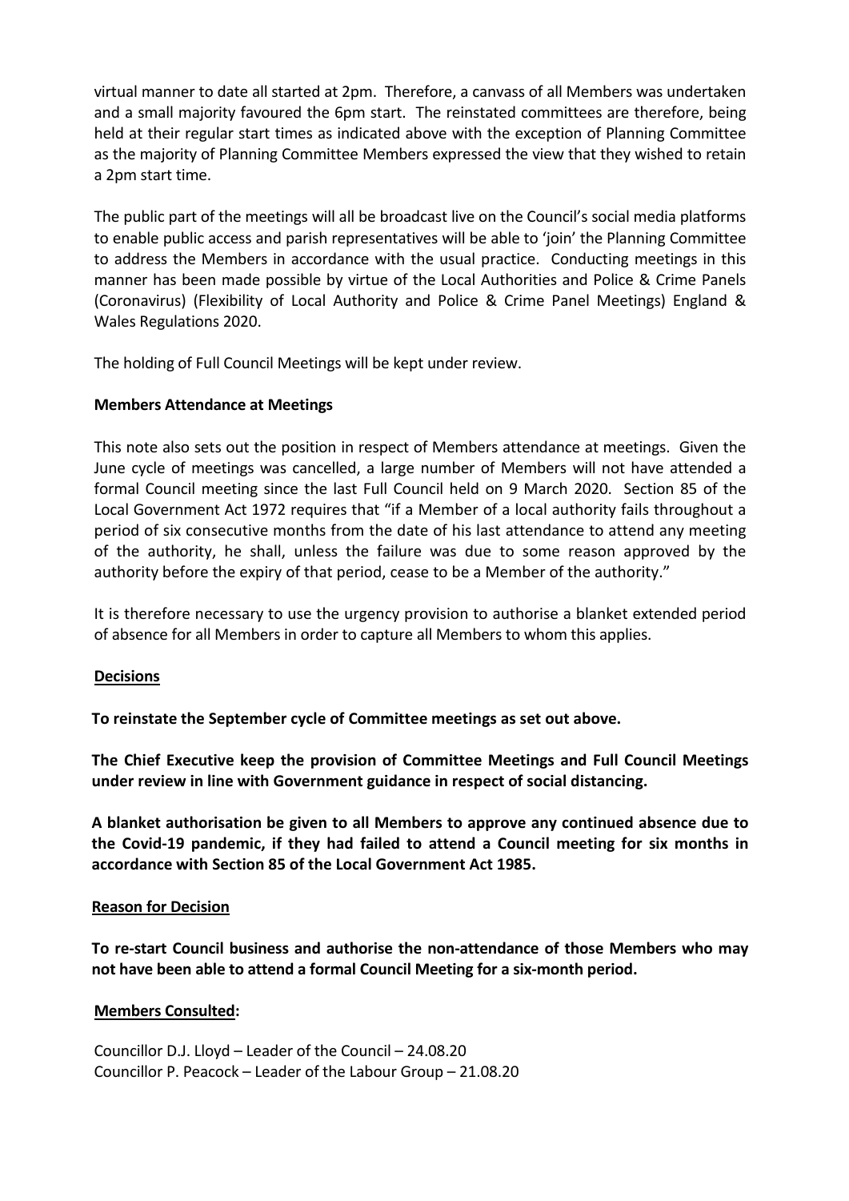virtual manner to date all started at 2pm. Therefore, a canvass of all Members was undertaken and a small majority favoured the 6pm start. The reinstated committees are therefore, being held at their regular start times as indicated above with the exception of Planning Committee as the majority of Planning Committee Members expressed the view that they wished to retain a 2pm start time.

The public part of the meetings will all be broadcast live on the Council's social media platforms to enable public access and parish representatives will be able to 'join' the Planning Committee to address the Members in accordance with the usual practice. Conducting meetings in this manner has been made possible by virtue of the Local Authorities and Police & Crime Panels (Coronavirus) (Flexibility of Local Authority and Police & Crime Panel Meetings) England & Wales Regulations 2020.

The holding of Full Council Meetings will be kept under review.

**Members Attendance at Meetings**

This note also sets out the position in respect of Members attendance at meetings. Given the June cycle of meetings was cancelled, a large number of Members will not have attended a formal Council meeting since the last Full Council held on 9 March 2020. Section 85 of the Local Government Act 1972 requires that "if a Member of a local authority fails throughout a period of six consecutive months from the date of his last attendance to attend any meeting of the authority, he shall, unless the failure was due to some reason approved by the authority before the expiry of that period, cease to be a Member of the authority."

It is therefore necessary to use the urgency provision to authorise a blanket extended period of absence for all Members in order to capture all Members to whom this applies.

**Decisions**

**To reinstate the September cycle of Committee meetings as set out above.**

**The Chief Executive keep the provision of Committee Meetings and Full Council Meetings under review in line with Government guidance in respect of social distancing.**

**A blanket authorisation be given to all Members to approve any continued absence due to the Covid-19 pandemic, if they had failed to attend a Council meeting for six months in accordance with Section 85 of the Local Government Act 1985.**

**Reason for Decision**

**To re-start Council business and authorise the non-attendance of those Members who may not have been able to attend a formal Council Meeting for a six-month period.**

**Members Consulted:**

Councillor D.J. Lloyd – Leader of the Council – 24.08.20
Councillor P. Peacock – Leader of the Labour Group – 21.08.20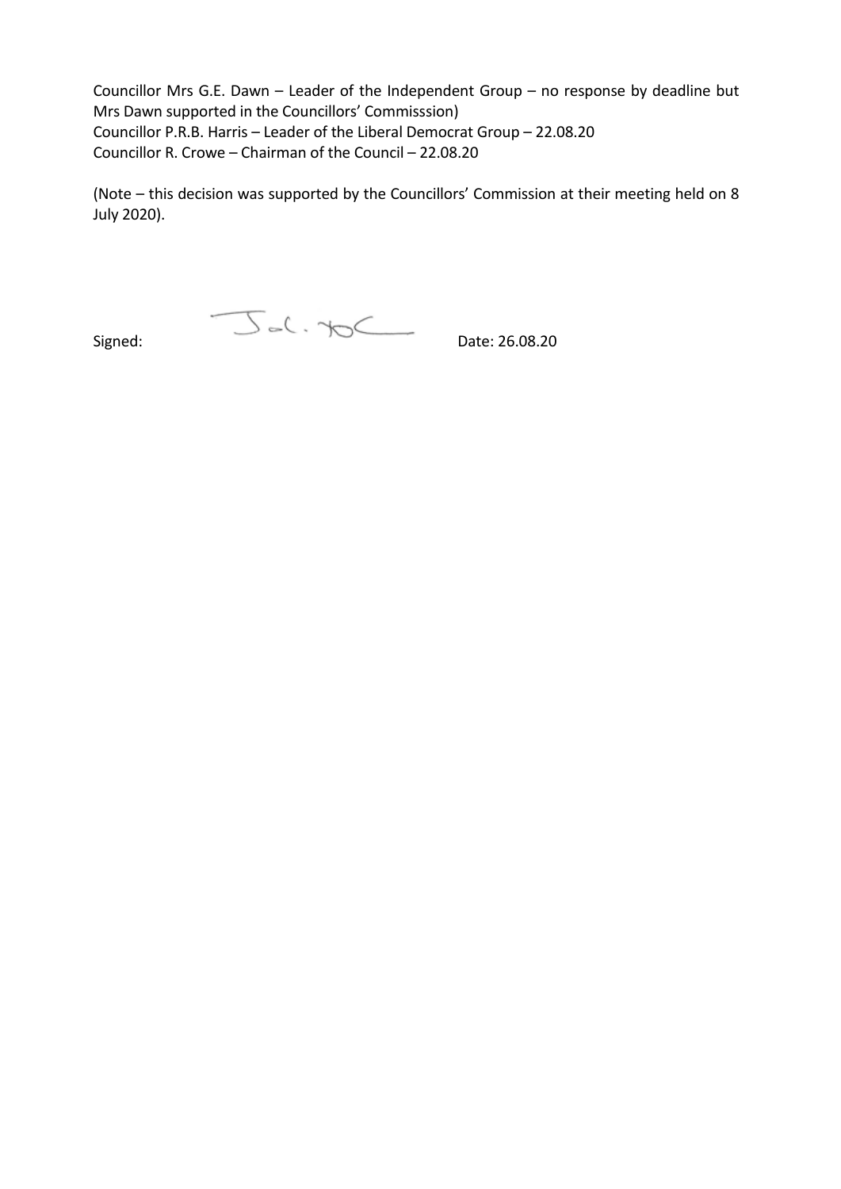Councillor Mrs G.E. Dawn – Leader of the Independent Group – no response by deadline but Mrs Dawn supported in the Councillors' Commisssion)
Councillor P.R.B. Harris – Leader of the Liberal Democrat Group – 22.08.20
Councillor R. Crowe – Chairman of the Council – 22.08.20

(Note – this decision was supported by the Councillors' Commission at their meeting held on 8 July 2020).

Signed: Date: 26.08.20